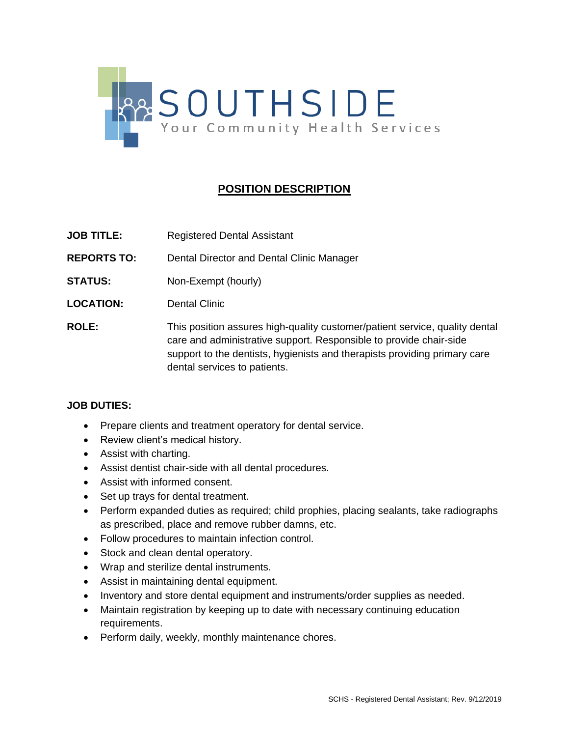SOUTHSIDE

Your Community Health Services

# POSITION DESCRIPTION

**JOB TITLE:** Registered Dental Assistant

**REPORTS TO:** Dental Director and Dental Clinic Manager

**STATUS:** Non-Exempt (hourly)

**LOCATION:** Dental Clinic

**ROLE:** This position assures high-quality customer/patient service, quality dental care and administrative support. Responsible to provide chair-side support to the dentists, hygienists and therapists providing primary care dental services to patients.

**JOB DUTIES:**

- Prepare clients and treatment operatory for dental service.
- Review client's medical history.
- Assist with charting.
- Assist dentist chair-side with all dental procedures.
- Assist with informed consent.
- Set up trays for dental treatment.
- Perform expanded duties as required; child prophies, placing sealants, take radiographs as prescribed, place and remove rubber damns, etc.
- Follow procedures to maintain infection control.
- Stock and clean dental operatory.
- Wrap and sterilize dental instruments.
- Assist in maintaining dental equipment.
- Inventory and store dental equipment and instruments/order supplies as needed.
- Maintain registration by keeping up to date with necessary continuing education requirements.
- Perform daily, weekly, monthly maintenance chores.

SCHS - Registered Dental Assistant; Rev. 9/12/2019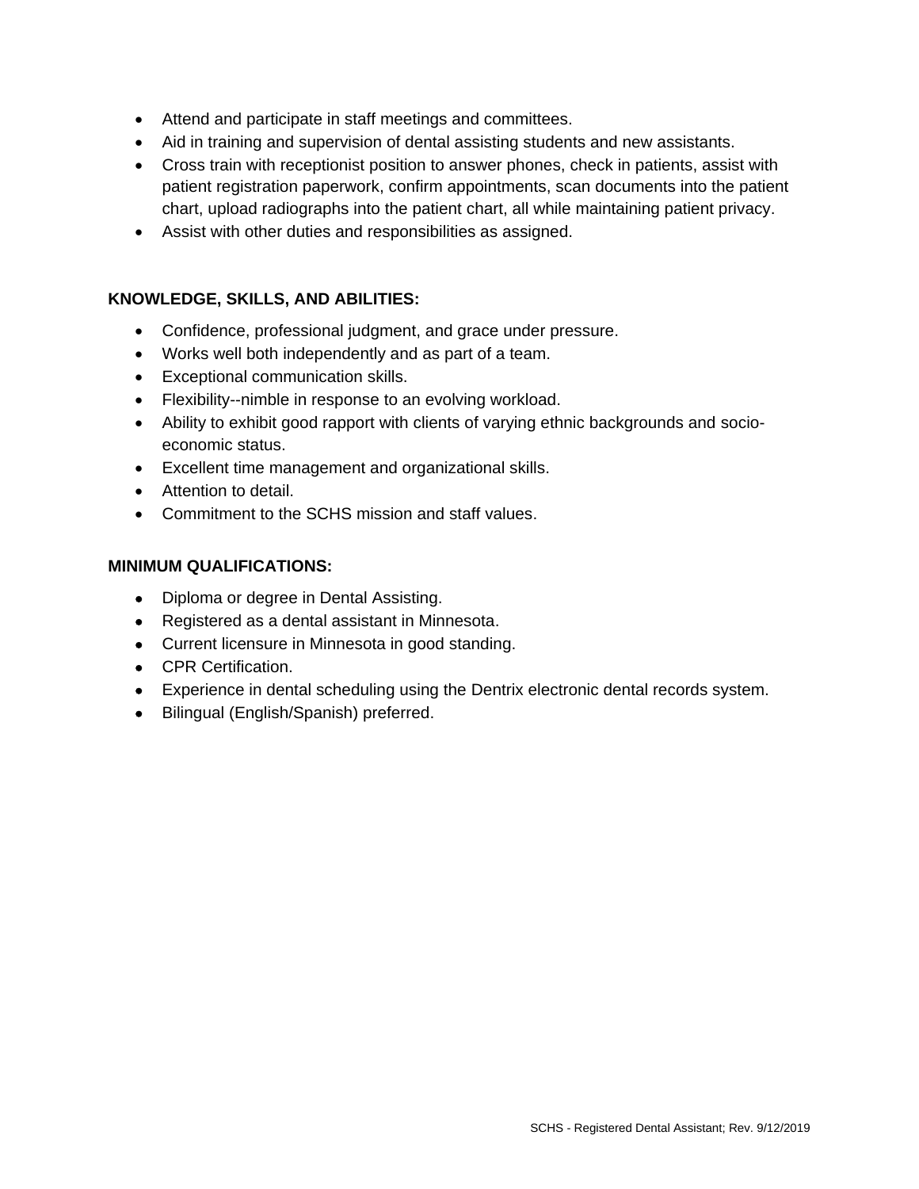- Attend and participate in staff meetings and committees.
- Aid in training and supervision of dental assisting students and new assistants.
- Cross train with receptionist position to answer phones, check in patients, assist with patient registration paperwork, confirm appointments, scan documents into the patient chart, upload radiographs into the patient chart, all while maintaining patient privacy.
- Assist with other duties and responsibilities as assigned.

**KNOWLEDGE, SKILLS, AND ABILITIES:**

- Confidence, professional judgment, and grace under pressure.
- Works well both independently and as part of a team.
- Exceptional communication skills.
- Flexibility--nimble in response to an evolving workload.
- Ability to exhibit good rapport with clients of varying ethnic backgrounds and socio-economic status.
- Excellent time management and organizational skills.
- Attention to detail.
- Commitment to the SCHS mission and staff values.

**MINIMUM QUALIFICATIONS:**

- Diploma or degree in Dental Assisting.
- Registered as a dental assistant in Minnesota.
- Current licensure in Minnesota in good standing.
- CPR Certification.
- Experience in dental scheduling using the Dentrix electronic dental records system.
- Bilingual (English/Spanish) preferred.